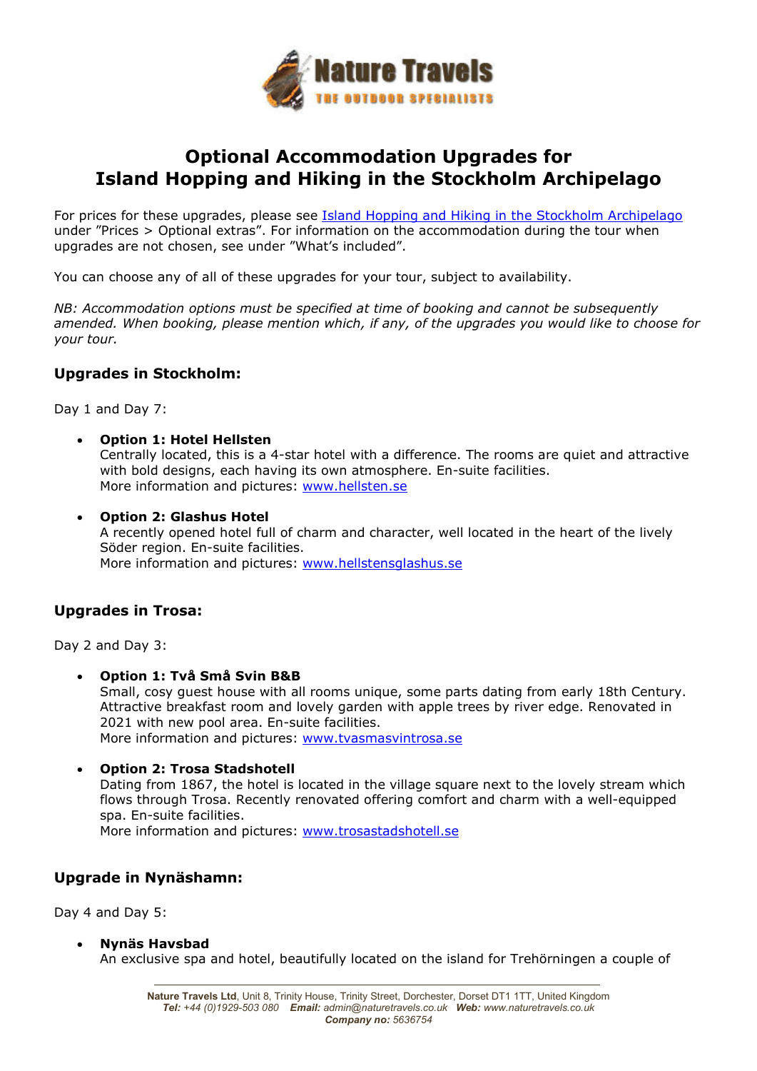# Optional Accommodation Upgrades for Island Hopping and Hiking in the Stockholm Archipelago

For prices for these upgrades, please see [Island Hopping and Hiking in the Stockholm Archipelago](#) under "Prices > Optional extras". For information on the accommodation during the tour when upgrades are not chosen, see under "What's included".

You can choose any of all of these upgrades for your tour, subject to availability.

*NB: Accommodation options must be specified at time of booking and cannot be subsequently amended. When booking, please mention which, if any, of the upgrades you would like to choose for your tour.*

## Upgrades in Stockholm:

Day 1 and Day 7:

- **Option 1: Hotel Hellsten**
  Centrally located, this is a 4-star hotel with a difference. The rooms are quiet and attractive with bold designs, each having its own atmosphere. En-suite facilities.
  More information and pictures: [www.hellsten.se](http://www.hellsten.se)

- **Option 2: Glashus Hotel**
  A recently opened hotel full of charm and character, well located in the heart of the lively Söder region. En-suite facilities.
  More information and pictures: [www.hellstensglashus.se](http://www.hellstensglashus.se)

## Upgrades in Trosa:

Day 2 and Day 3:

- **Option 1: Två Små Svin B&B**
  Small, cosy guest house with all rooms unique, some parts dating from early 18th Century. Attractive breakfast room and lovely garden with apple trees by river edge. Renovated in 2021 with new pool area. En-suite facilities.
  More information and pictures: [www.tvasmasvintrosa.se](http://www.tvasmasvintrosa.se)

- **Option 2: Trosa Stadshotell**
  Dating from 1867, the hotel is located in the village square next to the lovely stream which flows through Trosa. Recently renovated offering comfort and charm with a well-equipped spa. En-suite facilities.
  More information and pictures: [www.trosastadshotell.se](http://www.trosastadshotell.se)

## Upgrade in Nynäshamn:

Day 4 and Day 5:

- **Nynäs Havsbad**
  An exclusive spa and hotel, beautifully located on the island for Trehörningen a couple of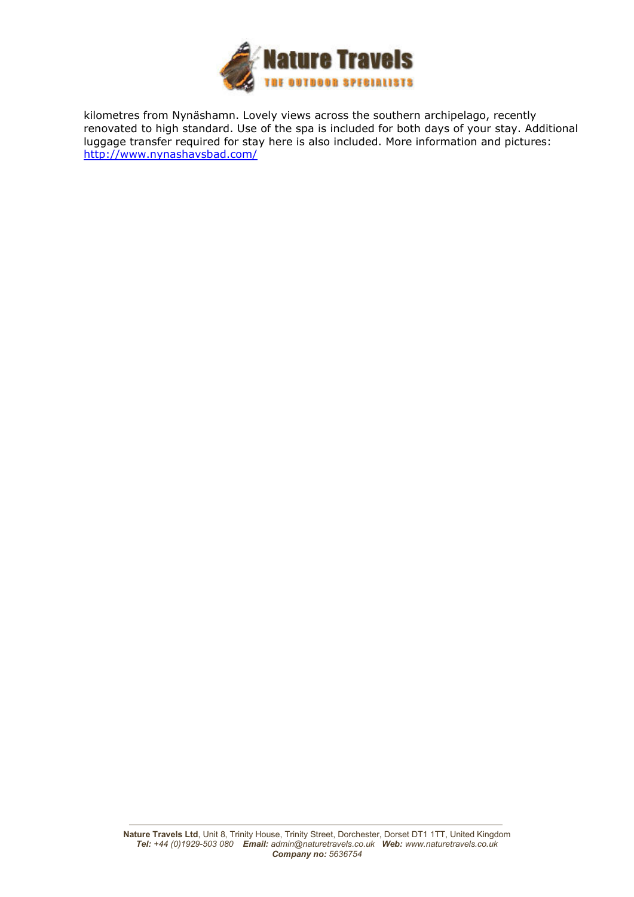kilometres from Nynäshamn. Lovely views across the southern archipelago, recently renovated to high standard. Use of the spa is included for both days of your stay. Additional luggage transfer required for stay here is also included. More information and pictures: http://www.nynashavsbad.com/